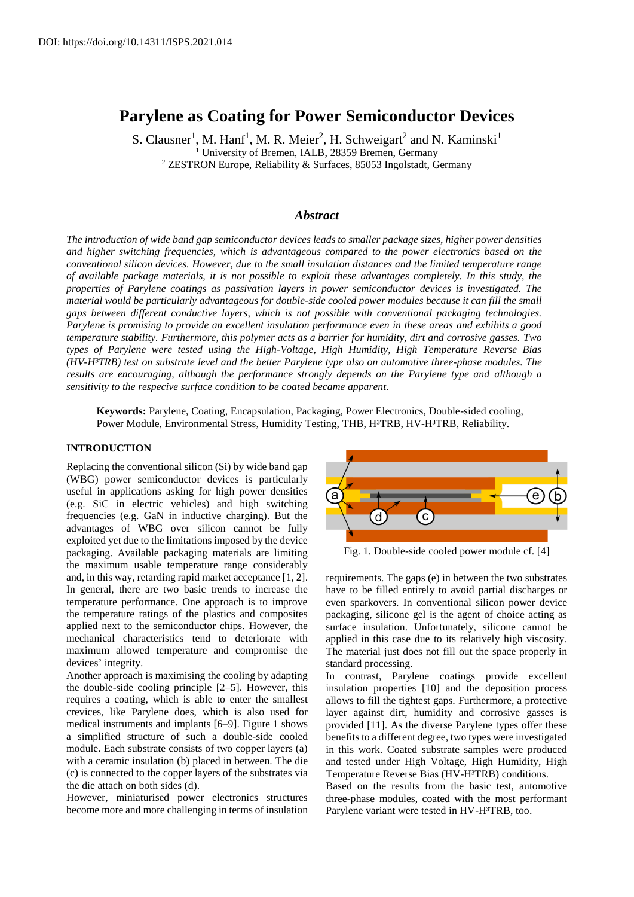DOI: https://doi.org/10.14311/ISPS.2021.014

# Parylene as Coating for Power Semiconductor Devices

S. Clausner[1], M. Hanf[1], M. R. Meier[2], H. Schweigart[2] and N. Kaminski[1]

[1] University of Bremen, IALB, 28359 Bremen, Germany

[2] ZESTRON Europe, Reliability & Surfaces, 85053 Ingolstadt, Germany

## Abstract

*The introduction of wide band gap semiconductor devices leads to smaller package sizes, higher power densities and higher switching frequencies, which is advantageous compared to the power electronics based on the conventional silicon devices. However, due to the small insulation distances and the limited temperature range of available package materials, it is not possible to exploit these advantages completely. In this study, the properties of Parylene coatings as passivation layers in power semiconductor devices is investigated. The material would be particularly advantageous for double-side cooled power modules because it can fill the small gaps between different conductive layers, which is not possible with conventional packaging technologies. Parylene is promising to provide an excellent insulation performance even in these areas and exhibits a good temperature stability. Furthermore, this polymer acts as a barrier for humidity, dirt and corrosive gasses. Two types of Parylene were tested using the High-Voltage, High Humidity, High Temperature Reverse Bias (HV-H³TRB) test on substrate level and the better Parylene type also on automotive three-phase modules. The results are encouraging, although the performance strongly depends on the Parylene type and although a sensitivity to the respecive surface condition to be coated became apparent.*

**Keywords:** Parylene, Coating, Encapsulation, Packaging, Power Electronics, Double-sided cooling, Power Module, Environmental Stress, Humidity Testing, THB, H³TRB, HV-H³TRB, Reliability.

### INTRODUCTION

Replacing the conventional silicon (Si) by wide band gap (WBG) power semiconductor devices is particularly useful in applications asking for high power densities (e.g. SiC in electric vehicles) and high switching frequencies (e.g. GaN in inductive charging). But the advantages of WBG over silicon cannot be fully exploited yet due to the limitations imposed by the device packaging. Available packaging materials are limiting the maximum usable temperature range considerably and, in this way, retarding rapid market acceptance [1, 2]. In general, there are two basic trends to increase the temperature performance. One approach is to improve the temperature ratings of the plastics and composites applied next to the semiconductor chips. However, the mechanical characteristics tend to deteriorate with maximum allowed temperature and compromise the devices' integrity.

Another approach is maximising the cooling by adapting the double-side cooling principle [2–5]. However, this requires a coating, which is able to enter the smallest crevices, like Parylene does, which is also used for medical instruments and implants [6–9]. Figure 1 shows a simplified structure of such a double-side cooled module. Each substrate consists of two copper layers (a) with a ceramic insulation (b) placed in between. The die (c) is connected to the copper layers of the substrates via the die attach on both sides (d).

However, miniaturised power electronics structures become more and more challenging in terms of insulation requirements. The gaps (e) in between the two substrates have to be filled entirely to avoid partial discharges or even sparkovers. In conventional silicon power device packaging, silicone gel is the agent of choice acting as surface insulation. Unfortunately, silicone cannot be applied in this case due to its relatively high viscosity. The material just does not fill out the space properly in standard processing.

Fig. 1. Double-side cooled power module cf. [4]

In contrast, Parylene coatings provide excellent insulation properties [10] and the deposition process allows to fill the tightest gaps. Furthermore, a protective layer against dirt, humidity and corrosive gasses is provided [11]. As the diverse Parylene types offer these benefits to a different degree, two types were investigated in this work. Coated substrate samples were produced and tested under High Voltage, High Humidity, High Temperature Reverse Bias (HV-H³TRB) conditions.

Based on the results from the basic test, automotive three-phase modules, coated with the most performant Parylene variant were tested in HV-H³TRB, too.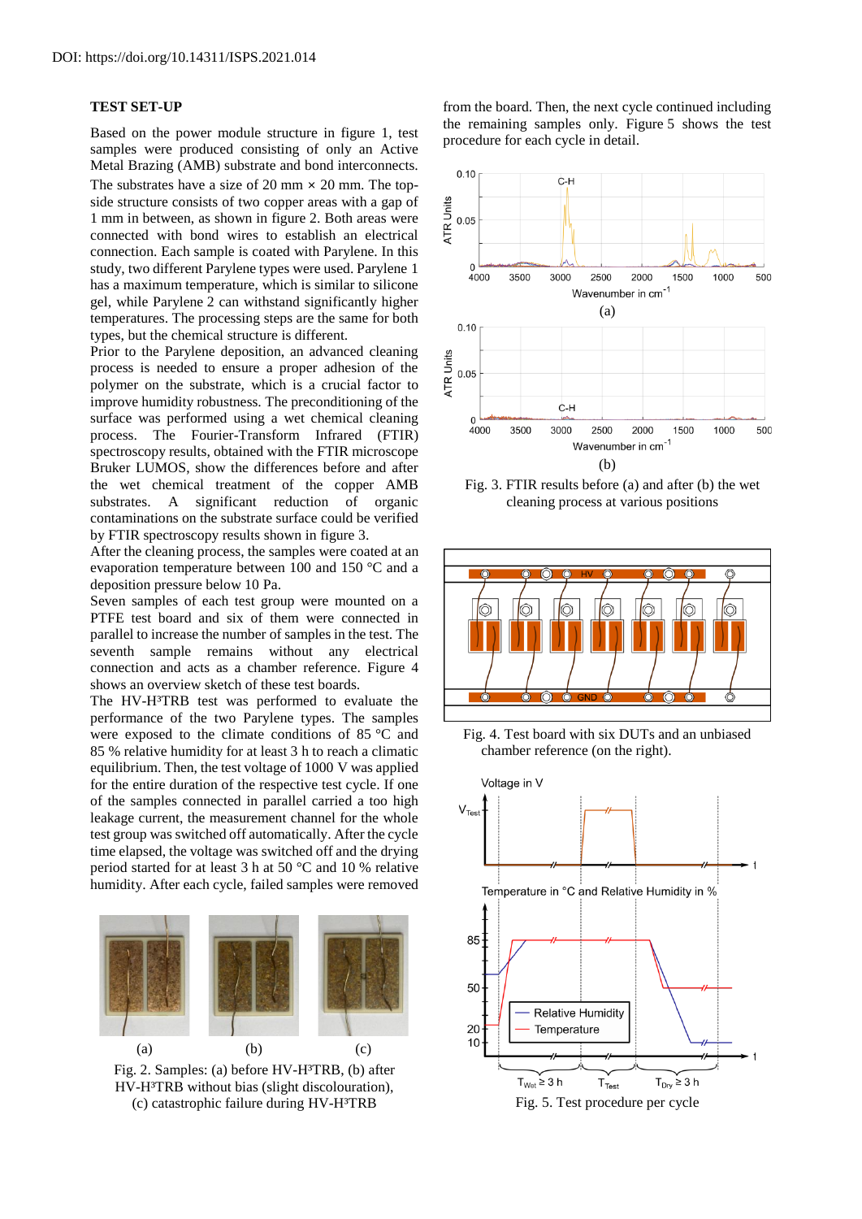DOI: https://doi.org/10.14311/ISPS.2021.014

## TEST SET-UP

Based on the power module structure in figure 1, test samples were produced consisting of only an Active Metal Brazing (AMB) substrate and bond interconnects. The substrates have a size of 20 mm × 20 mm. The top-side structure consists of two copper areas with a gap of 1 mm in between, as shown in figure 2. Both areas were connected with bond wires to establish an electrical connection. Each sample is coated with Parylene. In this study, two different Parylene types were used. Parylene 1 has a maximum temperature, which is similar to silicone gel, while Parylene 2 can withstand significantly higher temperatures. The processing steps are the same for both types, but the chemical structure is different.

Prior to the Parylene deposition, an advanced cleaning process is needed to ensure a proper adhesion of the polymer on the substrate, which is a crucial factor to improve humidity robustness. The preconditioning of the surface was performed using a wet chemical cleaning process. The Fourier-Transform Infrared (FTIR) spectroscopy results, obtained with the FTIR microscope Bruker LUMOS, show the differences before and after the wet chemical treatment of the copper AMB substrates. A significant reduction of organic contaminations on the substrate surface could be verified by FTIR spectroscopy results shown in figure 3.

After the cleaning process, the samples were coated at an evaporation temperature between 100 and 150 °C and a deposition pressure below 10 Pa.

Seven samples of each test group were mounted on a PTFE test board and six of them were connected in parallel to increase the number of samples in the test. The seventh sample remains without any electrical connection and acts as a chamber reference. Figure 4 shows an overview sketch of these test boards.

The HV-H³TRB test was performed to evaluate the performance of the two Parylene types. The samples were exposed to the climate conditions of 85 °C and 85 % relative humidity for at least 3 h to reach a climatic equilibrium. Then, the test voltage of 1000 V was applied for the entire duration of the respective test cycle. If one of the samples connected in parallel carried a too high leakage current, the measurement channel for the whole test group was switched off automatically. After the cycle time elapsed, the voltage was switched off and the drying period started for at least 3 h at 50 °C and 10 % relative humidity. After each cycle, failed samples were removed from the board. Then, the next cycle continued including the remaining samples only. Figure 5 shows the test procedure for each cycle in detail.

Fig. 2. Samples: (a) before HV-H³TRB, (b) after HV-H³TRB without bias (slight discolouration), (c) catastrophic failure during HV-H³TRB

Fig. 3. FTIR results before (a) and after (b) the wet cleaning process at various positions

Fig. 4. Test board with six DUTs and an unbiased chamber reference (on the right).

Fig. 5. Test procedure per cycle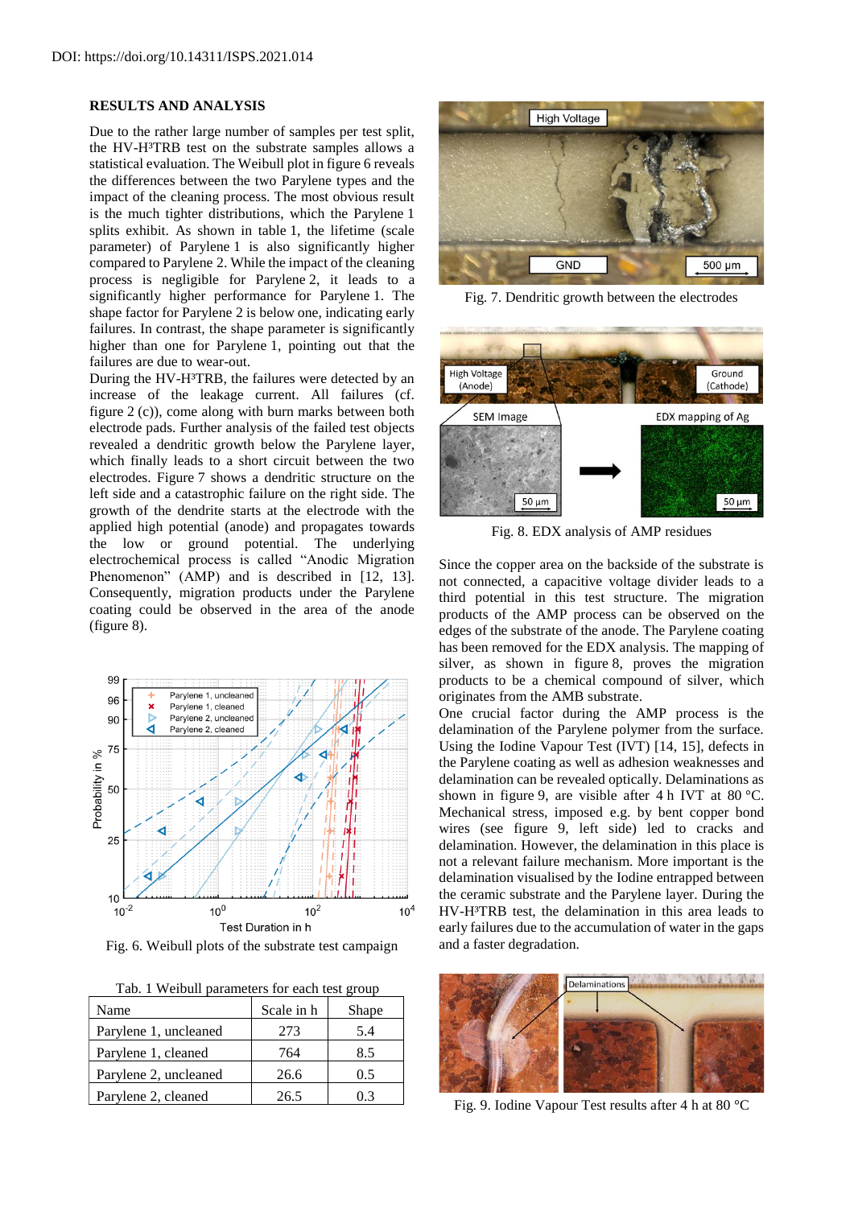DOI: https://doi.org/10.14311/ISPS.2021.014

## RESULTS AND ANALYSIS

Due to the rather large number of samples per test split, the HV-H³TRB test on the substrate samples allows a statistical evaluation. The Weibull plot in figure 6 reveals the differences between the two Parylene types and the impact of the cleaning process. The most obvious result is the much tighter distributions, which the Parylene 1 splits exhibit. As shown in table 1, the lifetime (scale parameter) of Parylene 1 is also significantly higher compared to Parylene 2. While the impact of the cleaning process is negligible for Parylene 2, it leads to a significantly higher performance for Parylene 1. The shape factor for Parylene 2 is below one, indicating early failures. In contrast, the shape parameter is significantly higher than one for Parylene 1, pointing out that the failures are due to wear-out.

During the HV-H³TRB, the failures were detected by an increase of the leakage current. All failures (cf. figure 2 (c)), come along with burn marks between both electrode pads. Further analysis of the failed test objects revealed a dendritic growth below the Parylene layer, which finally leads to a short circuit between the two electrodes. Figure 7 shows a dendritic structure on the left side and a catastrophic failure on the right side. The growth of the dendrite starts at the electrode with the applied high potential (anode) and propagates towards the low or ground potential. The underlying electrochemical process is called "Anodic Migration Phenomenon" (AMP) and is described in [12, 13]. Consequently, migration products under the Parylene coating could be observed in the area of the anode (figure 8).

Fig. 6. Weibull plots of the substrate test campaign

Tab. 1 Weibull parameters for each test group

| Name | Scale in h | Shape |
|---|---|---|
| Parylene 1, uncleaned | 273 | 5.4 |
| Parylene 1, cleaned | 764 | 8.5 |
| Parylene 2, uncleaned | 26.6 | 0.5 |
| Parylene 2, cleaned | 26.5 | 0.3 |

Fig. 7. Dendritic growth between the electrodes

Fig. 8. EDX analysis of AMP residues

Since the copper area on the backside of the substrate is not connected, a capacitive voltage divider leads to a third potential in this test structure. The migration products of the AMP process can be observed on the edges of the substrate of the anode. The Parylene coating has been removed for the EDX analysis. The mapping of silver, as shown in figure 8, proves the migration products to be a chemical compound of silver, which originates from the AMB substrate.

One crucial factor during the AMP process is the delamination of the Parylene polymer from the surface. Using the Iodine Vapour Test (IVT) [14, 15], defects in the Parylene coating as well as adhesion weaknesses and delamination can be revealed optically. Delaminations as shown in figure 9, are visible after 4 h IVT at 80 °C. Mechanical stress, imposed e.g. by bent copper bond wires (see figure 9, left side) led to cracks and delamination. However, the delamination in this place is not a relevant failure mechanism. More important is the delamination visualised by the Iodine entrapped between the ceramic substrate and the Parylene layer. During the HV-H³TRB test, the delamination in this area leads to early failures due to the accumulation of water in the gaps and a faster degradation.

Fig. 9. Iodine Vapour Test results after 4 h at 80 °C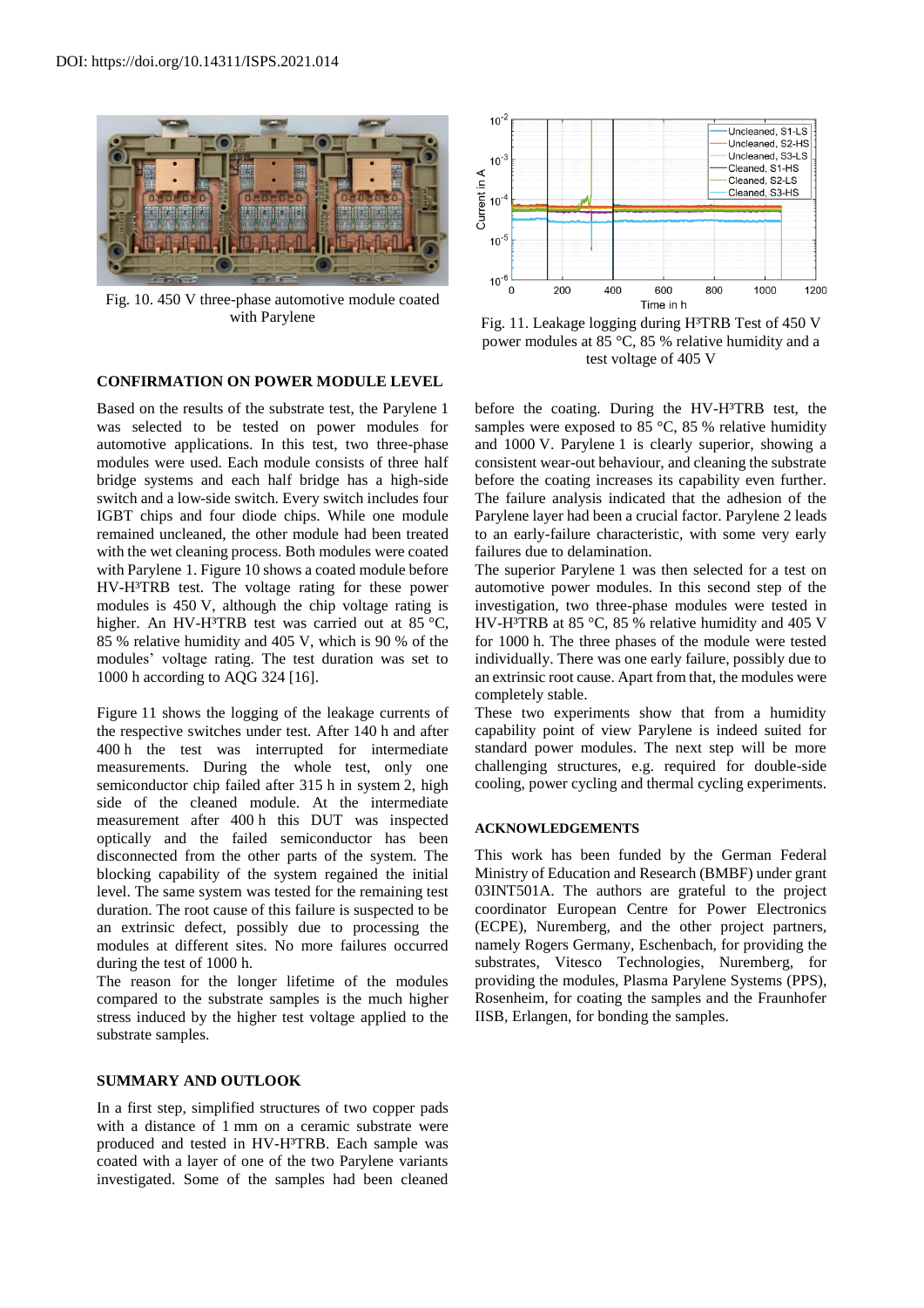DOI: https://doi.org/10.14311/ISPS.2021.014

Fig. 10. 450 V three-phase automotive module coated with Parylene

Fig. 11. Leakage logging during H³TRB Test of 450 V power modules at 85 °C, 85 % relative humidity and a test voltage of 405 V

## CONFIRMATION ON POWER MODULE LEVEL

Based on the results of the substrate test, the Parylene 1 was selected to be tested on power modules for automotive applications. In this test, two three-phase modules were used. Each module consists of three half bridge systems and each half bridge has a high-side switch and a low-side switch. Every switch includes four IGBT chips and four diode chips. While one module remained uncleaned, the other module had been treated with the wet cleaning process. Both modules were coated with Parylene 1. Figure 10 shows a coated module before HV-H³TRB test. The voltage rating for these power modules is 450 V, although the chip voltage rating is higher. An HV-H³TRB test was carried out at 85 °C, 85 % relative humidity and 405 V, which is 90 % of the modules' voltage rating. The test duration was set to 1000 h according to AQG 324 [16].

Figure 11 shows the logging of the leakage currents of the respective switches under test. After 140 h and after 400 h the test was interrupted for intermediate measurements. During the whole test, only one semiconductor chip failed after 315 h in system 2, high side of the cleaned module. At the intermediate measurement after 400 h this DUT was inspected optically and the failed semiconductor has been disconnected from the other parts of the system. The blocking capability of the system regained the initial level. The same system was tested for the remaining test duration. The root cause of this failure is suspected to be an extrinsic defect, possibly due to processing the modules at different sites. No more failures occurred during the test of 1000 h.

The reason for the longer lifetime of the modules compared to the substrate samples is the much higher stress induced by the higher test voltage applied to the substrate samples.

## SUMMARY AND OUTLOOK

In a first step, simplified structures of two copper pads with a distance of 1 mm on a ceramic substrate were produced and tested in HV-H³TRB. Each sample was coated with a layer of one of the two Parylene variants investigated. Some of the samples had been cleaned before the coating. During the HV-H³TRB test, the samples were exposed to 85 °C, 85 % relative humidity and 1000 V. Parylene 1 is clearly superior, showing a consistent wear-out behaviour, and cleaning the substrate before the coating increases its capability even further. The failure analysis indicated that the adhesion of the Parylene layer had been a crucial factor. Parylene 2 leads to an early-failure characteristic, with some very early failures due to delamination.

The superior Parylene 1 was then selected for a test on automotive power modules. In this second step of the investigation, two three-phase modules were tested in HV-H³TRB at 85 °C, 85 % relative humidity and 405 V for 1000 h. The three phases of the module were tested individually. There was one early failure, possibly due to an extrinsic root cause. Apart from that, the modules were completely stable.

These two experiments show that from a humidity capability point of view Parylene is indeed suited for standard power modules. The next step will be more challenging structures, e.g. required for double-side cooling, power cycling and thermal cycling experiments.

## ACKNOWLEDGEMENTS

This work has been funded by the German Federal Ministry of Education and Research (BMBF) under grant 03INT501A. The authors are grateful to the project coordinator European Centre for Power Electronics (ECPE), Nuremberg, and the other project partners, namely Rogers Germany, Eschenbach, for providing the substrates, Vitesco Technologies, Nuremberg, for providing the modules, Plasma Parylene Systems (PPS), Rosenheim, for coating the samples and the Fraunhofer IISB, Erlangen, for bonding the samples.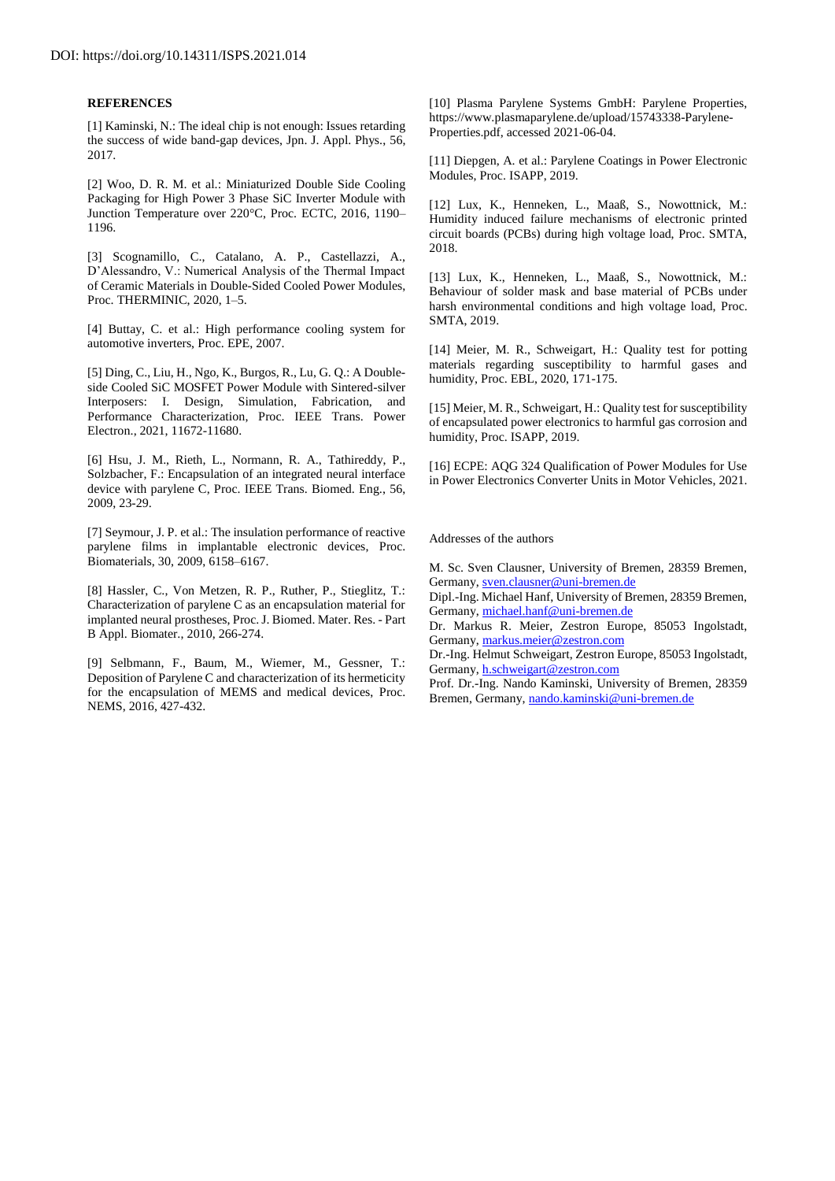## REFERENCES

[1] Kaminski, N.: The ideal chip is not enough: Issues retarding the success of wide band-gap devices, Jpn. J. Appl. Phys., 56, 2017.

[2] Woo, D. R. M. et al.: Miniaturized Double Side Cooling Packaging for High Power 3 Phase SiC Inverter Module with Junction Temperature over 220°C, Proc. ECTC, 2016, 1190–1196.

[3] Scognamillo, C., Catalano, A. P., Castellazzi, A., D'Alessandro, V.: Numerical Analysis of the Thermal Impact of Ceramic Materials in Double-Sided Cooled Power Modules, Proc. THERMINIC, 2020, 1–5.

[4] Buttay, C. et al.: High performance cooling system for automotive inverters, Proc. EPE, 2007.

[5] Ding, C., Liu, H., Ngo, K., Burgos, R., Lu, G. Q.: A Double-side Cooled SiC MOSFET Power Module with Sintered-silver Interposers: I. Design, Simulation, Fabrication, and Performance Characterization, Proc. IEEE Trans. Power Electron., 2021, 11672-11680.

[6] Hsu, J. M., Rieth, L., Normann, R. A., Tathireddy, P., Solzbacher, F.: Encapsulation of an integrated neural interface device with parylene C, Proc. IEEE Trans. Biomed. Eng., 56, 2009, 23-29.

[7] Seymour, J. P. et al.: The insulation performance of reactive parylene films in implantable electronic devices, Proc. Biomaterials, 30, 2009, 6158–6167.

[8] Hassler, C., Von Metzen, R. P., Ruther, P., Stieglitz, T.: Characterization of parylene C as an encapsulation material for implanted neural prostheses, Proc. J. Biomed. Mater. Res. - Part B Appl. Biomater., 2010, 266-274.

[9] Selbmann, F., Baum, M., Wiemer, M., Gessner, T.: Deposition of Parylene C and characterization of its hermeticity for the encapsulation of MEMS and medical devices, Proc. NEMS, 2016, 427-432.

[10] Plasma Parylene Systems GmbH: Parylene Properties, https://www.plasmaparylene.de/upload/15743338-Parylene-Properties.pdf, accessed 2021-06-04.

[11] Diepgen, A. et al.: Parylene Coatings in Power Electronic Modules, Proc. ISAPP, 2019.

[12] Lux, K., Henneken, L., Maaß, S., Nowottnick, M.: Humidity induced failure mechanisms of electronic printed circuit boards (PCBs) during high voltage load, Proc. SMTA, 2018.

[13] Lux, K., Henneken, L., Maaß, S., Nowottnick, M.: Behaviour of solder mask and base material of PCBs under harsh environmental conditions and high voltage load, Proc. SMTA, 2019.

[14] Meier, M. R., Schweigart, H.: Quality test for potting materials regarding susceptibility to harmful gases and humidity, Proc. EBL, 2020, 171-175.

[15] Meier, M. R., Schweigart, H.: Quality test for susceptibility of encapsulated power electronics to harmful gas corrosion and humidity, Proc. ISAPP, 2019.

[16] ECPE: AQG 324 Qualification of Power Modules for Use in Power Electronics Converter Units in Motor Vehicles, 2021.

Addresses of the authors

M. Sc. Sven Clausner, University of Bremen, 28359 Bremen, Germany, sven.clausner@uni-bremen.de
Dipl.-Ing. Michael Hanf, University of Bremen, 28359 Bremen, Germany, michael.hanf@uni-bremen.de
Dr. Markus R. Meier, Zestron Europe, 85053 Ingolstadt, Germany, markus.meier@zestron.com
Dr.-Ing. Helmut Schweigart, Zestron Europe, 85053 Ingolstadt, Germany, h.schweigart@zestron.com
Prof. Dr.-Ing. Nando Kaminski, University of Bremen, 28359 Bremen, Germany, nando.kaminski@uni-bremen.de